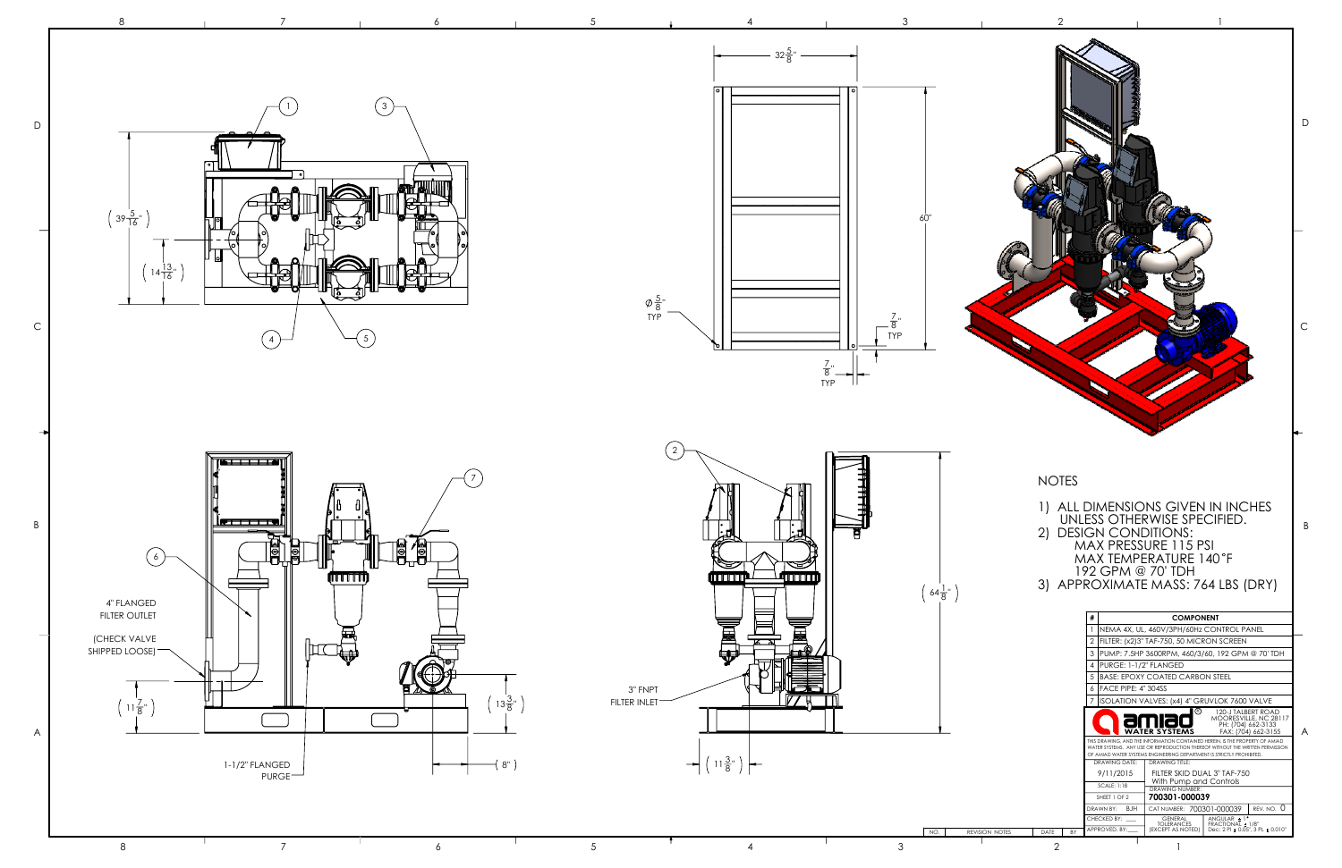(39 5/16")

(14 13/16")

32 5/8"

60"

⌀ 5/8" TYP

7/8" TYP

7/8" TYP

4" FLANGED FILTER OUTLET

(CHECK VALVE SHIPPED LOOSE)

(11 7/8")

1-1/2" FLANGED PURGE

(13 3/8")

(8")

3" FNPT FILTER INLET

(11 3/8")

(64 1/8")

NOTES

1) ALL DIMENSIONS GIVEN IN INCHES UNLESS OTHERWISE SPECIFIED.
2) DESIGN CONDITIONS:
   MAX PRESSURE 115 PSI
   MAX TEMPERATURE 140°F
   192 GPM @ 70' TDH
3) APPROXIMATE MASS: 764 LBS (DRY)

| # | COMPONENT |
|---|---|
| 1 | NEMA 4X, UL, 460V/3PH/60Hz CONTROL PANEL |
| 2 | FILTER: (x2)3" TAF-750, 50 MICRON SCREEN |
| 3 | PUMP: 7.5HP 3600RPM, 460/3/60, 192 GPM @ 70' TDH |
| 4 | PURGE: 1-1/2" FLANGED |
| 5 | BASE: EPOXY COATED CARBON STEEL |
| 6 | FACE PIPE: 4" 304SS |
| 7 | ISOLATION VALVES: (x4) 4" GRUVLOK 7600 VALVE |

amiad WATER SYSTEMS

120-J TALBERT ROAD
MOORESVILLE, NC 28117
PH: (704) 662-3133
FAX: (704) 662-3155

THIS DRAWING, AND THE INFORMATION CONTAINED HEREIN, IS THE PROPERTY OF AMIAD WATER SYSTEMS. ANY USE OR REPRODUCTION THEREOF WITHOUT THE WRITTEN PERMISSION OF AMIAD WATER SYSTEMS ENGINEERING DEPARTMENT IS STRICTLY PROHIBITED.

| DRAWING DATE: | DRAWING TITLE: | |
|---|---|---|
| 9/11/2015 | FILTER SKID DUAL 3" TAF-750 With Pump and Controls | |
| SCALE: 1:18 | DRAWING NUMBER: | |
| SHEET 1 OF 2 | 700301-000039 | |
| DRAWN BY: BJH | CAT NUMBER: 700301-000039 | REV. NO. 0 |
| CHECKED BY: ____ | GENERAL TOLERANCES (EXCEPT AS NOTED) | ANGULAR ± 1°, FRACTIONAL ± 1/8", Dec: 2 PL ± 0.05", 3 PL ± 0.010" |
| APPROVED BY: ____ | | |

| NO. | REVISION NOTES | DATE | BY |
|---|---|---|---|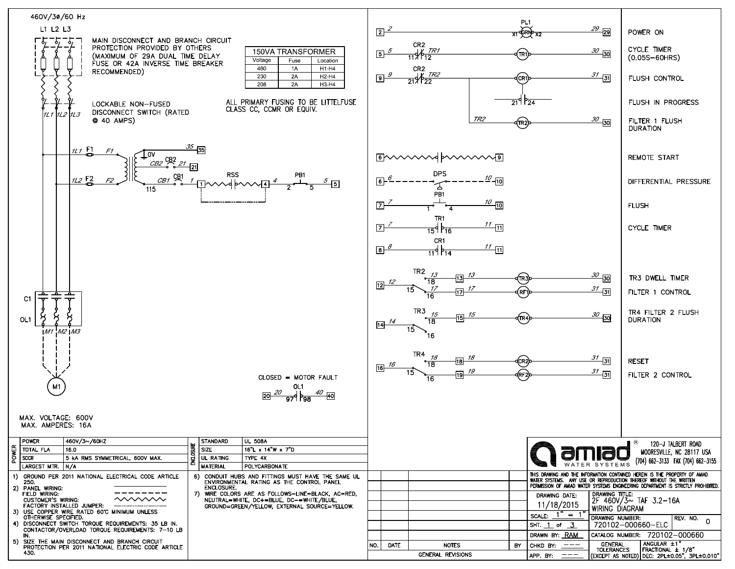460V/3Ø/60 Hz

L1 L2 L3

MAIN DISCONNECT AND BRANCH CIRCUIT PROTECTION PROVIDED BY OTHERS (MAXIMUM OF 29A DUAL TIME DELAY FUSE OR 42A INVERSE TIME BREAKER RECOMMENDED)

| 150VA TRANSFORMER | | |
|---|---|---|
| Voltage | Fuse | Location |
| 460 | 1A | H1-H4 |
| 230 | 2A | H2-H4 |
| 208 | 2A | H3-H4 |

LOCKABLE NON-FUSED DISCONNECT SWITCH (RATED @ 40 AMPS)

ALL PRIMARY FUSING TO BE LITTELFUSE CLASS CC, CCMR OR EQUIV.

1L1 1L2 1L3

1L1 F1 F1 — 0V — 35 — 35

CB2 CB2 21 — 21

1L2 F2 F2 — 115 — CB1 CB1 1 — 1 — RSS — 4 — 4 — PB1 (2, 5) — 5 — 5

C1

OL1

M1 M2 M3

M1

CLOSED = MOTOR FAULT

20 — 20 — OL1 (97, 98) — 40 — 40

MAX. VOLTAGE: 600V
MAX. AMPERES: 16A

| Rung | Description |
|---|---|
| 2 — 2 — PL1 (X1 GRN X2) — 29 — 29 | POWER ON |
| 5 — 5 — CR2 (11, 12) TR1 — TR1 — 30 — 30 | CYCLE TIMER (0.05S–60HRS) |
| 9 — 9 — CR2 (21, 22) TR2 — CR1 — 31 — 31 | FLUSH CONTROL |
| CR1 (21, 24) | FLUSH IN PROGRESS |
| TR2 — TR2 — 30 — 30 | FILTER 1 FLUSH DURATION |
| 6 — (customer wiring) — 9 | REMOTE START |
| 6 — 6 — DPS — 10 — 10 | DIFFERENTIAL PRESSURE |
| 7 — 7 — PB1 (1, 4) — 10 — 10 | FLUSH |
| 7 — 7 — TR1 (15, 16) — 11 — 11 | CYCLE TIMER |
| 8 — 8 — CR1 (11, 14) — 11 — 11 | |
| 12 — 12 — TR2 (15, 18) 13 — 13 — 13 — TR3 — 30 — 30 | TR3 DWELL TIMER |
| TR2 (15, 16) 17 — 17 — 17 — RF1 — 31 — 31 | FILTER 1 CONTROL |
| 14 — 14 — TR3 (15, 18) 15 — 15 — 15 — TR4 — 30 — 30; TR3 (15, 16) | TR4 FILTER 2 FLUSH DURATION |
| 16 — 16 — TR4 (15, 18) 18 — 18 — 18 — CR2 — 31 — 31 | RESET |
| TR4 (15, 16) 19 — 19 — 19 — RF2 — 31 — 31 | FILTER 2 CONTROL |

| POWER | | ENCLOSURE | |
|---|---|---|---|
| POWER | 460V/3~/60HZ | STANDARD | UL 508A |
| TOTAL FLA | 16.0 | SIZE | 16"L x 14"W x 7"D |
| SCCR | 5 kA RMS SYMMETRICAL, 600V MAX. | UL RATING | TYPE 4X |
| LARGEST MTR. | N/A | MATERIAL | POLYCARBONATE |

1) GROUND PER 2011 NATIONAL ELECTRICAL CODE ARTICLE 250.
2) PANEL WIRING:
   FIELD WIRING: (dashed line)
   CUSTOMER'S WIRING: (zigzag line)
   FACTORY INSTALLED JUMPER: (dash-dot line)
3) USE COPPER WIRE RATED 60°C MINIMUM UNLESS OTHERWISE SPECIFIED.
4) DISCONNECT SWITCH TORQUE REQUIREMENTS: 35 LB IN. CONTACTOR/OVERLOAD TORQUE REQUIREMENTS: 7–10 LB IN.
5) SIZE THE MAIN DISCONNECT AND BRANCH CIRCUIT PROTECTION PER 2011 NATIONAL ELECTRIC CODE ARTICLE 430.
6) CONDUIT HUBS AND FITTINGS MUST HAVE THE SAME UL ENVIRONMENTAL RATING AS THE CONTROL PANEL ENCLOSURE.
7) WIRE COLORS ARE AS FOLLOWS–LINE=BLACK, AC=RED, NEUTRAL=WHITE, DC+=BLUE, DC–=WHITE/BLUE, GROUND=GREEN/YELLOW, EXTERNAL SOURCE=YELLOW.

| NO. | DATE | NOTES | BY |
|---|---|---|---|
| | | GENERAL REVISIONS | |

**amiad®** WATER SYSTEMS
120-J TALBERT ROAD
MOORESVILLE, NC 28117 USA
(704) 662-3133 FAX (704) 662-3155

THIS DRAWING AND THE INFORMATION CONTAINED HEREIN IS THE PROPERTY OF AMIAD WATER SYSTEMS. ANY USE OR REPRODUCTION THEREOF WITHOUT THE WRITTEN PERMISSION OF AMIAD WATER SYSTEMS ENGINEERING DEPARTMENT IS STRICTLY PROHIBITED.

| | | | |
|---|---|---|---|
| DRAWING DATE: 11/18/2015 | DRAWING TITLE: 2F 460V/3~ TAF 3.2-16A WIRING DIAGRAM | | |
| SCALE: 1" = 1" | DRAWING NUMBER: 720102-000660-ELC | REV. NO. 0 | |
| SHT. 1 of 3 | | | |
| DRAWN BY: RAM | CATALOG NUMBER: 720102-000660 | | |
| CHKD BY: --- | GENERAL TOLERANCES (EXCEPT AS NOTED) | ANGULAR ±1° FRACTIONAL ± 1/8" DEC: 2PL±0.05", 3PL±0.010" | |
| APP. BY: --- | | | |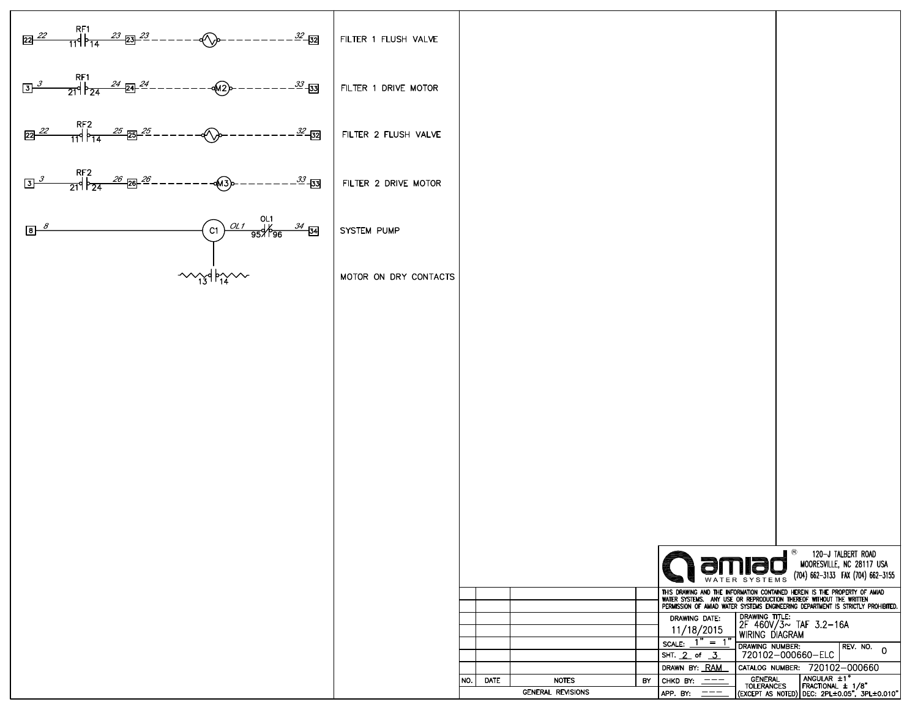| Circuit | Description |
|---|---|
| 22 — RF1 (11–14) — 23 — Valve — 32 | FILTER 1 FLUSH VALVE |
| 3 — RF1 (21–24) — 24 — M2 — 33 | FILTER 1 DRIVE MOTOR |
| 22 — RF2 (11–14) — 25 — Valve — 32 | FILTER 2 FLUSH VALVE |
| 3 — RF2 (21–24) — 26 — M3 — 33 | FILTER 2 DRIVE MOTOR |
| 8 — C1 — OL1 — OL1 (95–96) — 34 — 34 | SYSTEM PUMP |
| C1 (13–14) | MOTOR ON DRY CONTACTS |

**amiad** ® WATER SYSTEMS

120-J TALBERT ROAD
MOORESVILLE, NC 28117 USA
(704) 662-3133 FAX (704) 662-3155

THIS DRAWING AND THE INFORMATION CONTAINED HEREIN IS THE PROPERTY OF AMIAD WATER SYSTEMS. ANY USE OR REPRODUCTION THEREOF WITHOUT THE WRITTEN PERMISSION OF AMIAD WATER SYSTEMS ENGINEERING DEPARTMENT IS STRICTLY PROHIBITED.

| NO. | DATE | NOTES | BY |
|---|---|---|---|
| | | | |
| | | | |
| | | | |
| | | | |
| | | | |
| | | | |
| | | GENERAL REVISIONS | |

| | |
|---|---|
| DRAWING DATE: 11/18/2015 | DRAWING TITLE: 2F 460V/3~ TAF 3.2-16A WIRING DIAGRAM |
| SCALE: 1" = 1" | DRAWING NUMBER: 720102-000660-ELC — REV. NO. 0 |
| SHT. 2 of 3 | |
| DRAWN BY: RAM | CATALOG NUMBER: 720102-000660 |
| CHKD BY: --- | GENERAL TOLERANCES (EXCEPT AS NOTED): ANGULAR ±1°, FRACTIONAL ± 1/8", DEC: 2PL±0.05", 3PL±0.010" |
| APP. BY: --- | |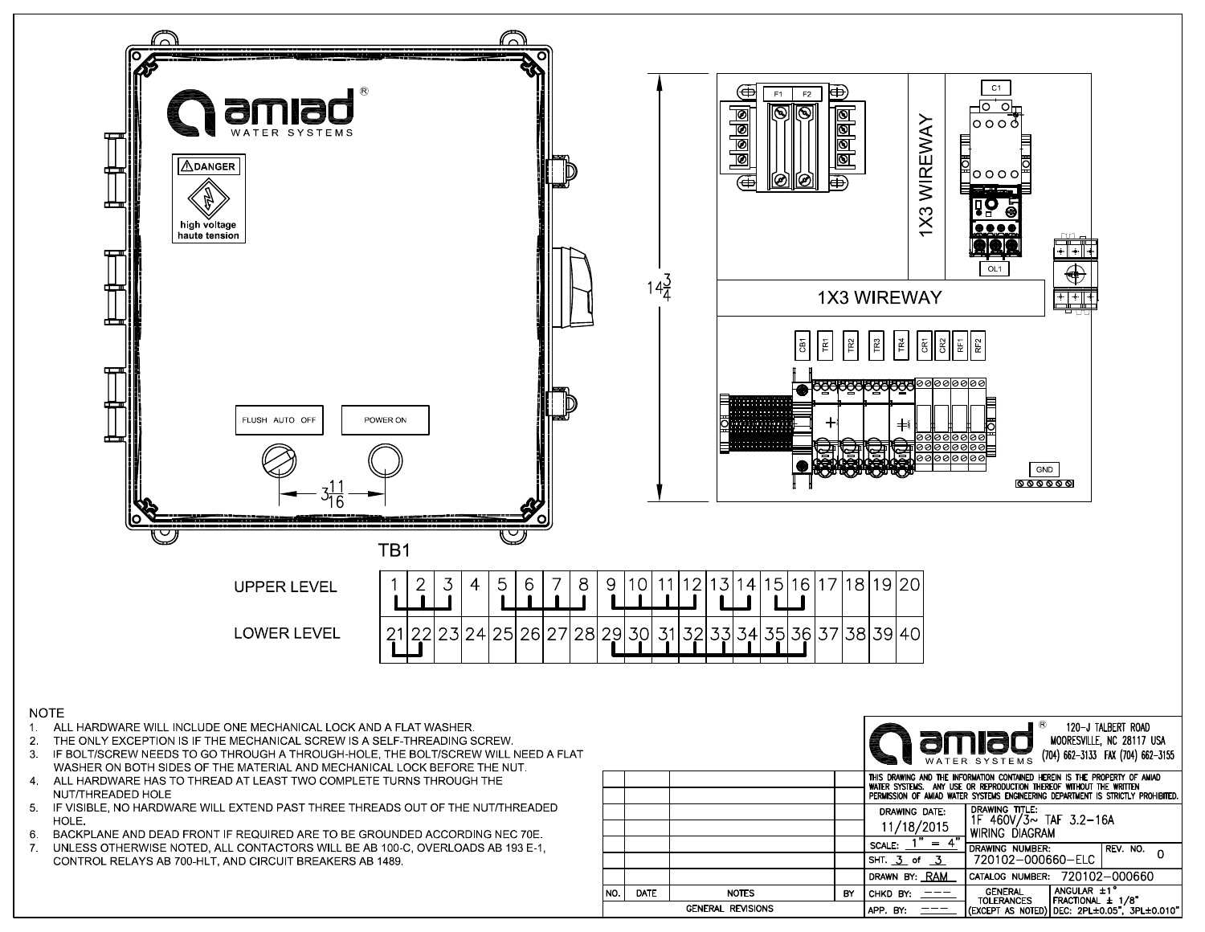amiad WATER SYSTEMS

DANGER

high voltage
haute tension

FLUSH AUTO OFF

POWER ON

$3\frac{11}{16}$

$14\frac{3}{4}$

F1 F2

1X3 WIREWAY

C1

OL1

1X3 WIREWAY

CB1 TR1 TR2 TR3 TR4 CR1 CR2 RF1 RF2

GND

TB1

| | | | | | | | | | | | | | | | | | | | | |
|---|---|---|---|---|---|---|---|---|---|---|---|---|---|---|---|---|---|---|---|---|
| UPPER LEVEL | 1 | 2 | 3 | 4 | 5 | 6 | 7 | 8 | 9 | 10 | 11 | 12 | 13 | 14 | 15 | 16 | 17 | 18 | 19 | 20 |
| LOWER LEVEL | 21 | 22 | 23 | 24 | 25 | 26 | 27 | 28 | 29 | 30 | 31 | 32 | 33 | 34 | 35 | 36 | 37 | 38 | 39 | 40 |

NOTE

1. ALL HARDWARE WILL INCLUDE ONE MECHANICAL LOCK AND A FLAT WASHER.
2. THE ONLY EXCEPTION IS IF THE MECHANICAL SCREW IS A SELF-THREADING SCREW.
3. IF BOLT/SCREW NEEDS TO GO THROUGH A THROUGH-HOLE, THE BOLT/SCREW WILL NEED A FLAT WASHER ON BOTH SIDES OF THE MATERIAL AND MECHANICAL LOCK BEFORE THE NUT.
4. ALL HARDWARE HAS TO THREAD AT LEAST TWO COMPLETE TURNS THROUGH THE NUT/THREADED HOLE
5. IF VISIBLE, NO HARDWARE WILL EXTEND PAST THREE THREADS OUT OF THE NUT/THREADED HOLE.
6. BACKPLANE AND DEAD FRONT IF REQUIRED ARE TO BE GROUNDED ACCORDING NEC 70E.
7. UNLESS OTHERWISE NOTED, ALL CONTACTORS WILL BE AB 100-C, OVERLOADS AB 193 E-1, CONTROL RELAYS AB 700-HLT, AND CIRCUIT BREAKERS AB 1489.

| NO. | DATE | NOTES | BY |
|---|---|---|---|
| | | | |
| | | | |
| | | | |
| | | | |
| | | | |
| | | GENERAL REVISIONS | |

amiad® WATER SYSTEMS — 120-J TALBERT ROAD, MOORESVILLE, NC 28117 USA, (704) 662-3133 FAX (704) 662-3155

THIS DRAWING AND THE INFORMATION CONTAINED HEREIN IS THE PROPERTY OF AMIAD WATER SYSTEMS. ANY USE OR REPRODUCTION THEREOF WITHOUT THE WRITTEN PERMISSION OF AMIAD WATER SYSTEMS ENGINEERING DEPARTMENT IS STRICTLY PROHIBITED.

| | | |
|---|---|---|
| DRAWING DATE: 11/18/2015 | DRAWING TITLE: 1F 460V/3~ TAF 3.2-16A WIRING DIAGRAM | |
| SCALE: 1" = 4" | DRAWING NUMBER: 720102-000660-ELC | REV. NO. 0 |
| SHT. 3 of 3 | | |
| DRAWN BY: RAM | CATALOG NUMBER: 720102-000660 | |
| CHKD BY: --- | GENERAL TOLERANCES (EXCEPT AS NOTED) | ANGULAR ±1° FRACTIONAL ± 1/8" DEC: 2PL±0.05", 3PL±0.010" |
| APP. BY: --- | | |